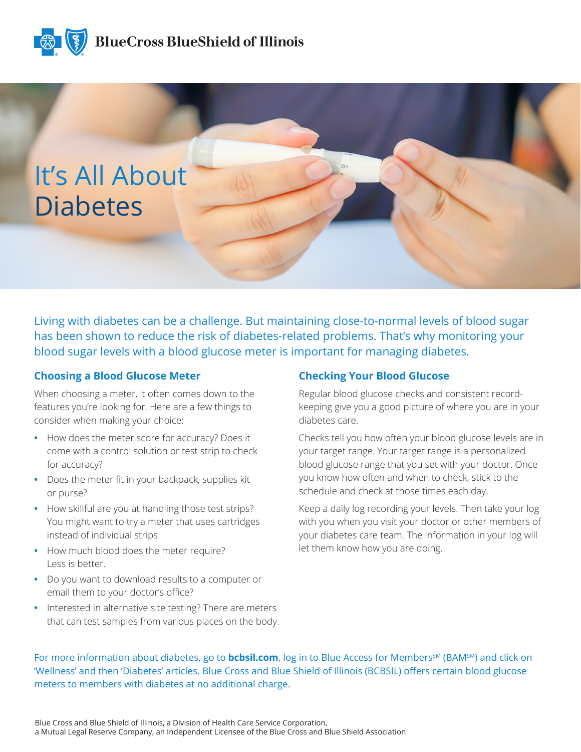BlueCross BlueShield of Illinois

# It's All About Diabetes

Living with diabetes can be a challenge. But maintaining close-to-normal levels of blood sugar has been shown to reduce the risk of diabetes-related problems. That's why monitoring your blood sugar levels with a blood glucose meter is important for managing diabetes.

## Choosing a Blood Glucose Meter

When choosing a meter, it often comes down to the features you're looking for. Here are a few things to consider when making your choice:

- How does the meter score for accuracy? Does it come with a control solution or test strip to check for accuracy?
- Does the meter fit in your backpack, supplies kit or purse?
- How skillful are you at handling those test strips? You might want to try a meter that uses cartridges instead of individual strips.
- How much blood does the meter require? Less is better.
- Do you want to download results to a computer or email them to your doctor's office?
- Interested in alternative site testing? There are meters that can test samples from various places on the body.

## Checking Your Blood Glucose

Regular blood glucose checks and consistent record-keeping give you a good picture of where you are in your diabetes care.

Checks tell you how often your blood glucose levels are in your target range. Your target range is a personalized blood glucose range that you set with your doctor. Once you know how often and when to check, stick to the schedule and check at those times each day.

Keep a daily log recording your levels. Then take your log with you when you visit your doctor or other members of your diabetes care team. The information in your log will let them know how you are doing.

For more information about diabetes, go to **bcbsil.com**, log in to Blue Access for Members[SM] (BAM[SM]) and click on 'Wellness' and then 'Diabetes' articles. Blue Cross and Blue Shield of Illinois (BCBSIL) offers certain blood glucose meters to members with diabetes at no additional charge.

Blue Cross and Blue Shield of Illinois, a Division of Health Care Service Corporation,
a Mutual Legal Reserve Company, an Independent Licensee of the Blue Cross and Blue Shield Association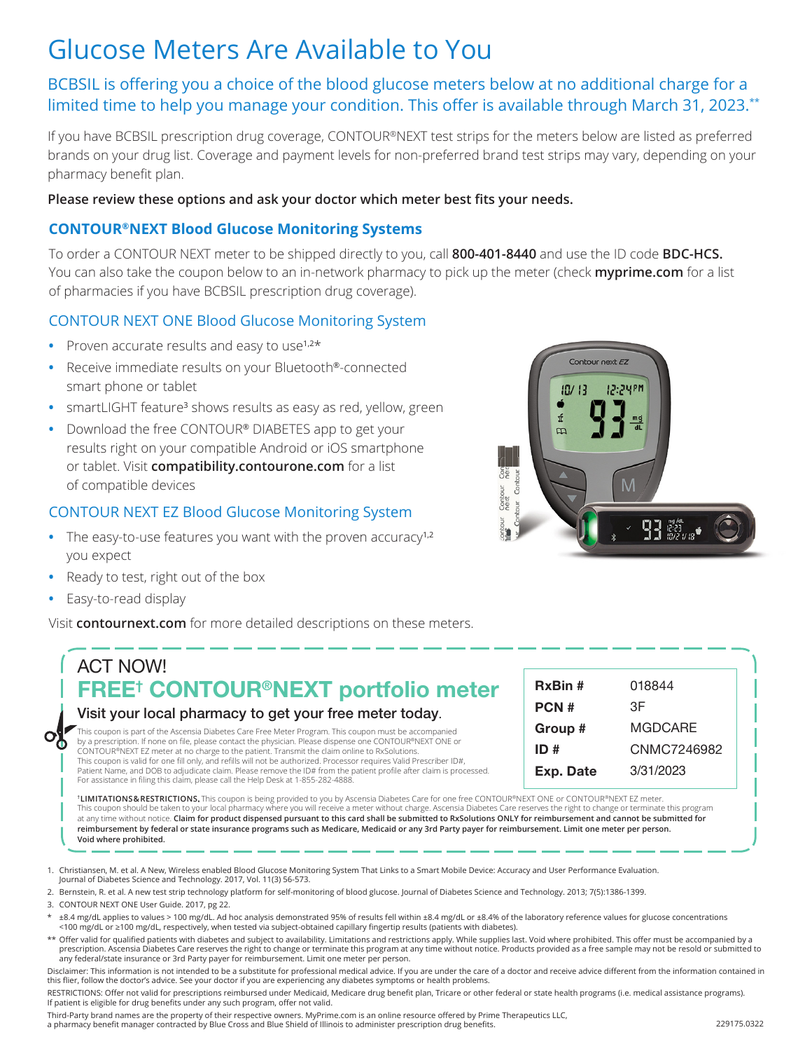# Glucose Meters Are Available to You

## BCBSIL is offering you a choice of the blood glucose meters below at no additional charge for a limited time to help you manage your condition. This offer is available through March 31, 2023.**

If you have BCBSIL prescription drug coverage, CONTOUR®NEXT test strips for the meters below are listed as preferred brands on your drug list. Coverage and payment levels for non-preferred brand test strips may vary, depending on your pharmacy benefit plan.

**Please review these options and ask your doctor which meter best fits your needs.**

### CONTOUR®NEXT Blood Glucose Monitoring Systems

To order a CONTOUR NEXT meter to be shipped directly to you, call **800-401-8440** and use the ID code **BDC-HCS.** You can also take the coupon below to an in-network pharmacy to pick up the meter (check **myprime.com** for a list of pharmacies if you have BCBSIL prescription drug coverage).

### CONTOUR NEXT ONE Blood Glucose Monitoring System

- Proven accurate results and easy to use[1,2*]
- Receive immediate results on your Bluetooth®-connected smart phone or tablet
- smartLIGHT feature[3] shows results as easy as red, yellow, green
- Download the free CONTOUR® DIABETES app to get your results right on your compatible Android or iOS smartphone or tablet. Visit **compatibility.contourone.com** for a list of compatible devices

### CONTOUR NEXT EZ Blood Glucose Monitoring System

- The easy-to-use features you want with the proven accuracy[1,2] you expect
- Ready to test, right out of the box
- Easy-to-read display

Visit **contournext.com** for more detailed descriptions on these meters.

ACT NOW!

**FREE† CONTOUR®NEXT portfolio meter**

**Visit your local pharmacy to get your free meter today.**

This coupon is part of the Ascensia Diabetes Care Free Meter Program. This coupon must be accompanied by a prescription. If none on file, please contact the physician. Please dispense one CONTOUR®NEXT ONE or CONTOUR®NEXT EZ meter at no charge to the patient. Transmit the claim online to RxSolutions. This coupon is valid for one fill only, and refills will not be authorized. Processor requires Valid Prescriber ID#, Patient Name, and DOB to adjudicate claim. Please remove the ID# from the patient profile after claim is processed. For assistance in filing this claim, please call the Help Desk at 1-855-282-4888.

| | |
|---|---|
| **RxBin #** | 018844 |
| **PCN #** | 3F |
| **Group #** | MGDCARE |
| **ID #** | CNMC7246982 |
| **Exp. Date** | 3/31/2023 |

†**LIMITATIONS & RESTRICTIONS.** This coupon is being provided to you by Ascensia Diabetes Care for one free CONTOUR®NEXT ONE or CONTOUR®NEXT EZ meter. This coupon should be taken to your local pharmacy where you will receive a meter without charge. Ascensia Diabetes Care reserves the right to change or terminate this program at any time without notice. **Claim for product dispensed pursuant to this card shall be submitted to RxSolutions ONLY for reimbursement and cannot be submitted for reimbursement by federal or state insurance programs such as Medicare, Medicaid or any 3rd Party payer for reimbursement. Limit one meter per person. Void where prohibited.**

1. Christiansen, M. et al. A New, Wireless enabled Blood Glucose Monitoring System That Links to a Smart Mobile Device: Accuracy and User Performance Evaluation. Journal of Diabetes Science and Technology. 2017, Vol. 11(3) 56-573.
2. Bernstein, R. et al. A new test strip technology platform for self-monitoring of blood glucose. Journal of Diabetes Science and Technology. 2013; 7(5):1386-1399.
3. CONTOUR NEXT ONE User Guide. 2017, pg 22.

\* ±8.4 mg/dL applies to values > 100 mg/dL. Ad hoc analysis demonstrated 95% of results fell within ±8.4 mg/dL or ±8.4% of the laboratory reference values for glucose concentrations <100 mg/dL or ≥100 mg/dL, respectively, when tested via subject-obtained capillary fingertip results (patients with diabetes).

** Offer valid for qualified patients with diabetes and subject to availability. Limitations and restrictions apply. While supplies last. Void where prohibited. This offer must be accompanied by a prescription. Ascensia Diabetes Care reserves the right to change or terminate this program at any time without notice. Products provided as a free sample may not be resold or submitted to any federal/state insurance or 3rd Party payer for reimbursement. Limit one meter per person.

Disclaimer: This information is not intended to be a substitute for professional medical advice. If you are under the care of a doctor and receive advice different from the information contained in this flier, follow the doctor's advice. See your doctor if you are experiencing any diabetes symptoms or health problems.

RESTRICTIONS: Offer not valid for prescriptions reimbursed under Medicaid, Medicare drug benefit plan, Tricare or other federal or state health programs (i.e. medical assistance programs). If patient is eligible for drug benefits under any such program, offer not valid.

Third-Party brand names are the property of their respective owners. MyPrime.com is an online resource offered by Prime Therapeutics LLC, a pharmacy benefit manager contracted by Blue Cross and Blue Shield of Illinois to administer prescription drug benefits.

229175.0322